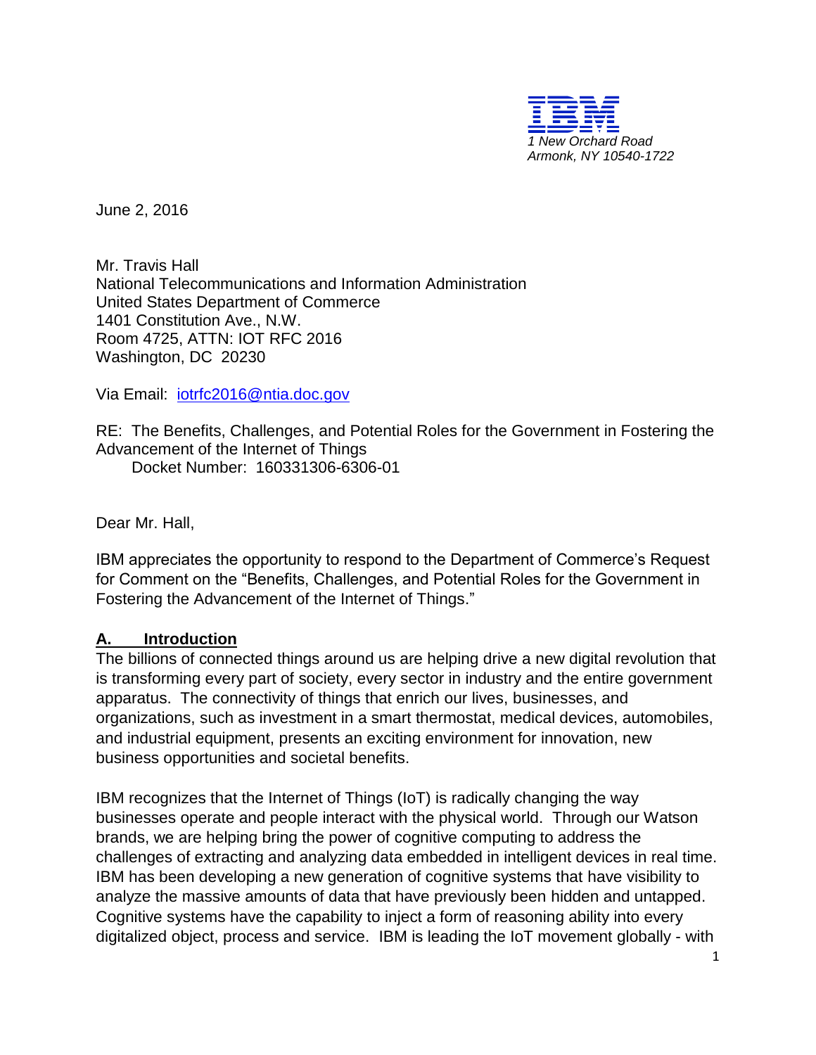IBM

*1 New Orchard Road*
*Armonk, NY 10540-1722*

June 2, 2016

Mr. Travis Hall
National Telecommunications and Information Administration
United States Department of Commerce
1401 Constitution Ave., N.W.
Room 4725, ATTN: IOT RFC 2016
Washington, DC 20230

Via Email: iotrfc2016@ntia.doc.gov

RE: The Benefits, Challenges, and Potential Roles for the Government in Fostering the Advancement of the Internet of Things
Docket Number: 160331306-6306-01

Dear Mr. Hall,

IBM appreciates the opportunity to respond to the Department of Commerce's Request for Comment on the "Benefits, Challenges, and Potential Roles for the Government in Fostering the Advancement of the Internet of Things."

## A. Introduction

The billions of connected things around us are helping drive a new digital revolution that is transforming every part of society, every sector in industry and the entire government apparatus. The connectivity of things that enrich our lives, businesses, and organizations, such as investment in a smart thermostat, medical devices, automobiles, and industrial equipment, presents an exciting environment for innovation, new business opportunities and societal benefits.

IBM recognizes that the Internet of Things (IoT) is radically changing the way businesses operate and people interact with the physical world. Through our Watson brands, we are helping bring the power of cognitive computing to address the challenges of extracting and analyzing data embedded in intelligent devices in real time. IBM has been developing a new generation of cognitive systems that have visibility to analyze the massive amounts of data that have previously been hidden and untapped. Cognitive systems have the capability to inject a form of reasoning ability into every digitalized object, process and service. IBM is leading the IoT movement globally - with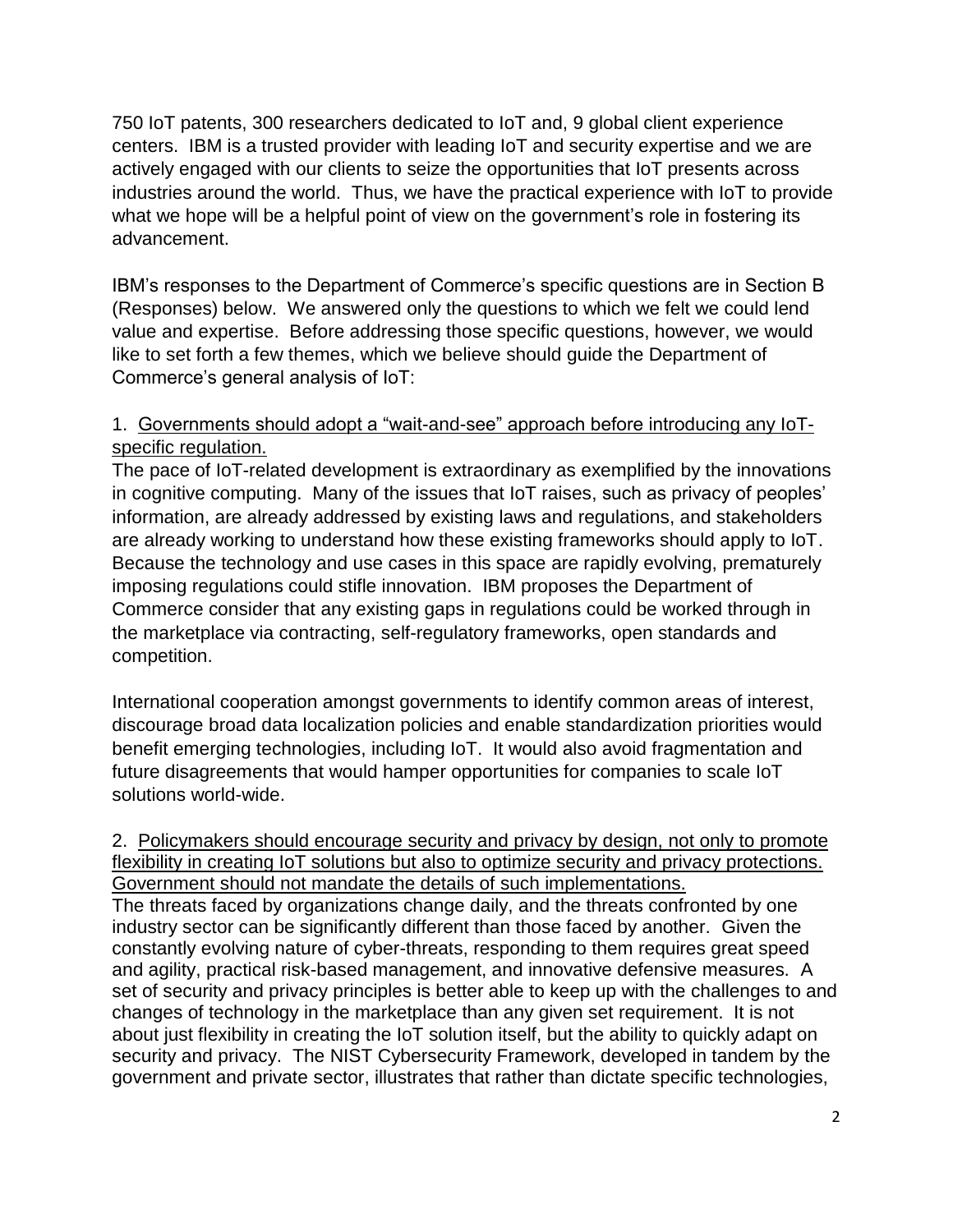750 IoT patents, 300 researchers dedicated to IoT and, 9 global client experience centers. IBM is a trusted provider with leading IoT and security expertise and we are actively engaged with our clients to seize the opportunities that IoT presents across industries around the world. Thus, we have the practical experience with IoT to provide what we hope will be a helpful point of view on the government's role in fostering its advancement.

IBM's responses to the Department of Commerce's specific questions are in Section B (Responses) below. We answered only the questions to which we felt we could lend value and expertise. Before addressing those specific questions, however, we would like to set forth a few themes, which we believe should guide the Department of Commerce's general analysis of IoT:

1. <u>Governments should adopt a "wait-and-see" approach before introducing any IoT-specific regulation.</u>

The pace of IoT-related development is extraordinary as exemplified by the innovations in cognitive computing. Many of the issues that IoT raises, such as privacy of peoples' information, are already addressed by existing laws and regulations, and stakeholders are already working to understand how these existing frameworks should apply to IoT. Because the technology and use cases in this space are rapidly evolving, prematurely imposing regulations could stifle innovation. IBM proposes the Department of Commerce consider that any existing gaps in regulations could be worked through in the marketplace via contracting, self-regulatory frameworks, open standards and competition.

International cooperation amongst governments to identify common areas of interest, discourage broad data localization policies and enable standardization priorities would benefit emerging technologies, including IoT. It would also avoid fragmentation and future disagreements that would hamper opportunities for companies to scale IoT solutions world-wide.

2. <u>Policymakers should encourage security and privacy by design, not only to promote flexibility in creating IoT solutions but also to optimize security and privacy protections. Government should not mandate the details of such implementations.</u>

The threats faced by organizations change daily, and the threats confronted by one industry sector can be significantly different than those faced by another. Given the constantly evolving nature of cyber-threats, responding to them requires great speed and agility, practical risk-based management, and innovative defensive measures. A set of security and privacy principles is better able to keep up with the challenges to and changes of technology in the marketplace than any given set requirement. It is not about just flexibility in creating the IoT solution itself, but the ability to quickly adapt on security and privacy. The NIST Cybersecurity Framework, developed in tandem by the government and private sector, illustrates that rather than dictate specific technologies,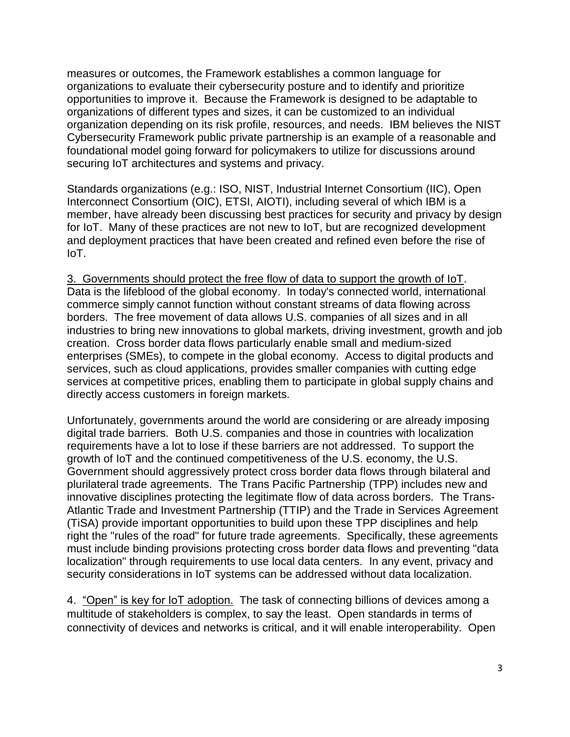measures or outcomes, the Framework establishes a common language for organizations to evaluate their cybersecurity posture and to identify and prioritize opportunities to improve it. Because the Framework is designed to be adaptable to organizations of different types and sizes, it can be customized to an individual organization depending on its risk profile, resources, and needs. IBM believes the NIST Cybersecurity Framework public private partnership is an example of a reasonable and foundational model going forward for policymakers to utilize for discussions around securing IoT architectures and systems and privacy.

Standards organizations (e.g.: ISO, NIST, Industrial Internet Consortium (IIC), Open Interconnect Consortium (OIC), ETSI, AIOTI), including several of which IBM is a member, have already been discussing best practices for security and privacy by design for IoT. Many of these practices are not new to IoT, but are recognized development and deployment practices that have been created and refined even before the rise of IoT.

<u>3. Governments should protect the free flow of data to support the growth of IoT</u>. Data is the lifeblood of the global economy. In today's connected world, international commerce simply cannot function without constant streams of data flowing across borders. The free movement of data allows U.S. companies of all sizes and in all industries to bring new innovations to global markets, driving investment, growth and job creation. Cross border data flows particularly enable small and medium-sized enterprises (SMEs), to compete in the global economy. Access to digital products and services, such as cloud applications, provides smaller companies with cutting edge services at competitive prices, enabling them to participate in global supply chains and directly access customers in foreign markets.

Unfortunately, governments around the world are considering or are already imposing digital trade barriers. Both U.S. companies and those in countries with localization requirements have a lot to lose if these barriers are not addressed. To support the growth of IoT and the continued competitiveness of the U.S. economy, the U.S. Government should aggressively protect cross border data flows through bilateral and plurilateral trade agreements. The Trans Pacific Partnership (TPP) includes new and innovative disciplines protecting the legitimate flow of data across borders. The Trans-Atlantic Trade and Investment Partnership (TTIP) and the Trade in Services Agreement (TiSA) provide important opportunities to build upon these TPP disciplines and help right the "rules of the road" for future trade agreements. Specifically, these agreements must include binding provisions protecting cross border data flows and preventing "data localization" through requirements to use local data centers. In any event, privacy and security considerations in IoT systems can be addressed without data localization.

<u>4. "Open" is key for IoT adoption.</u> The task of connecting billions of devices among a multitude of stakeholders is complex, to say the least. Open standards in terms of connectivity of devices and networks is critical, and it will enable interoperability. Open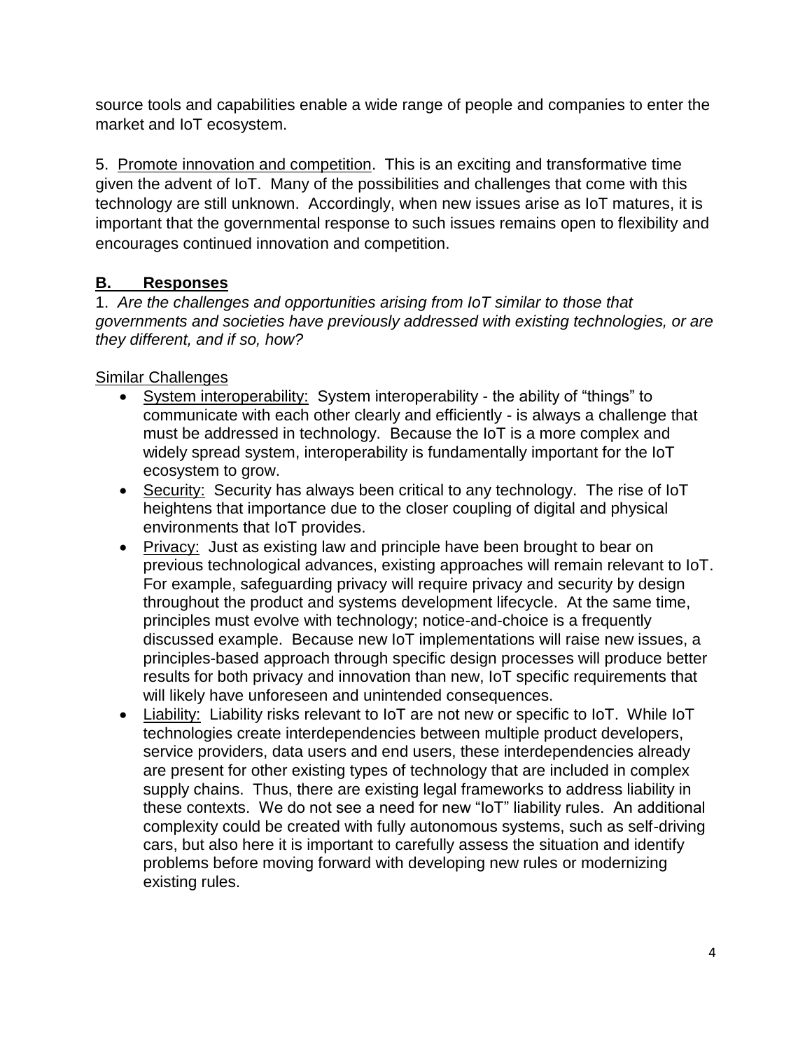source tools and capabilities enable a wide range of people and companies to enter the market and IoT ecosystem.

5. <u>Promote innovation and competition</u>. This is an exciting and transformative time given the advent of IoT. Many of the possibilities and challenges that come with this technology are still unknown. Accordingly, when new issues arise as IoT matures, it is important that the governmental response to such issues remains open to flexibility and encourages continued innovation and competition.

## B. Responses

1. *Are the challenges and opportunities arising from IoT similar to those that governments and societies have previously addressed with existing technologies, or are they different, and if so, how?*

<u>Similar Challenges</u>

- <u>System interoperability:</u> System interoperability - the ability of "things" to communicate with each other clearly and efficiently - is always a challenge that must be addressed in technology. Because the IoT is a more complex and widely spread system, interoperability is fundamentally important for the IoT ecosystem to grow.
- <u>Security:</u> Security has always been critical to any technology. The rise of IoT heightens that importance due to the closer coupling of digital and physical environments that IoT provides.
- <u>Privacy:</u> Just as existing law and principle have been brought to bear on previous technological advances, existing approaches will remain relevant to IoT. For example, safeguarding privacy will require privacy and security by design throughout the product and systems development lifecycle. At the same time, principles must evolve with technology; notice-and-choice is a frequently discussed example. Because new IoT implementations will raise new issues, a principles-based approach through specific design processes will produce better results for both privacy and innovation than new, IoT specific requirements that will likely have unforeseen and unintended consequences.
- <u>Liability:</u> Liability risks relevant to IoT are not new or specific to IoT. While IoT technologies create interdependencies between multiple product developers, service providers, data users and end users, these interdependencies already are present for other existing types of technology that are included in complex supply chains. Thus, there are existing legal frameworks to address liability in these contexts. We do not see a need for new "IoT" liability rules. An additional complexity could be created with fully autonomous systems, such as self-driving cars, but also here it is important to carefully assess the situation and identify problems before moving forward with developing new rules or modernizing existing rules.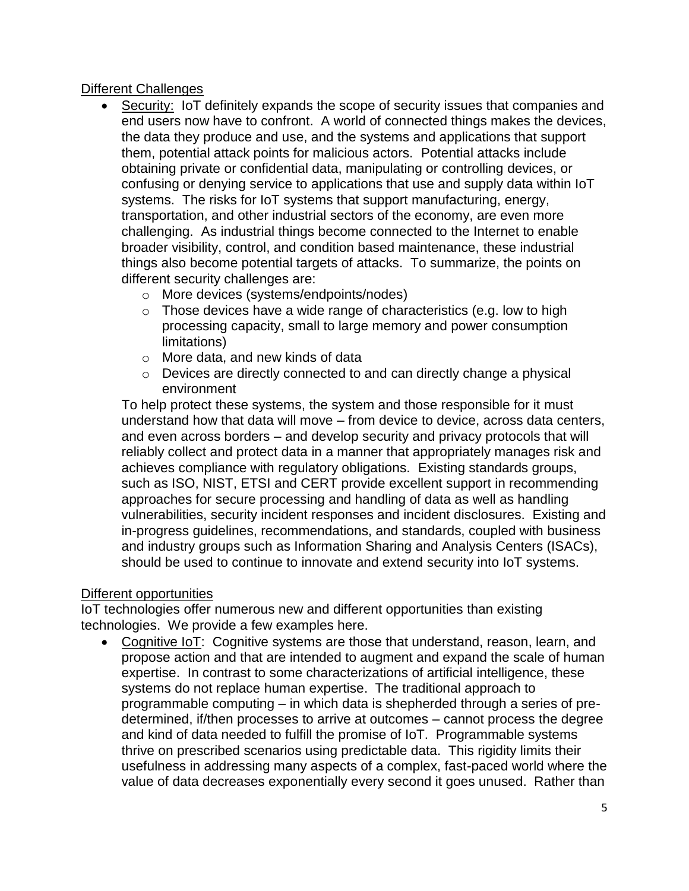## Different Challenges

- Security: IoT definitely expands the scope of security issues that companies and end users now have to confront. A world of connected things makes the devices, the data they produce and use, and the systems and applications that support them, potential attack points for malicious actors. Potential attacks include obtaining private or confidential data, manipulating or controlling devices, or confusing or denying service to applications that use and supply data within IoT systems. The risks for IoT systems that support manufacturing, energy, transportation, and other industrial sectors of the economy, are even more challenging. As industrial things become connected to the Internet to enable broader visibility, control, and condition based maintenance, these industrial things also become potential targets of attacks. To summarize, the points on different security challenges are:
    - More devices (systems/endpoints/nodes)
    - Those devices have a wide range of characteristics (e.g. low to high processing capacity, small to large memory and power consumption limitations)
    - More data, and new kinds of data
    - Devices are directly connected to and can directly change a physical environment

  To help protect these systems, the system and those responsible for it must understand how that data will move – from device to device, across data centers, and even across borders – and develop security and privacy protocols that will reliably collect and protect data in a manner that appropriately manages risk and achieves compliance with regulatory obligations. Existing standards groups, such as ISO, NIST, ETSI and CERT provide excellent support in recommending approaches for secure processing and handling of data as well as handling vulnerabilities, security incident responses and incident disclosures. Existing and in-progress guidelines, recommendations, and standards, coupled with business and industry groups such as Information Sharing and Analysis Centers (ISACs), should be used to continue to innovate and extend security into IoT systems.

## Different opportunities

IoT technologies offer numerous new and different opportunities than existing technologies. We provide a few examples here.

- Cognitive IoT: Cognitive systems are those that understand, reason, learn, and propose action and that are intended to augment and expand the scale of human expertise. In contrast to some characterizations of artificial intelligence, these systems do not replace human expertise. The traditional approach to programmable computing – in which data is shepherded through a series of pre-determined, if/then processes to arrive at outcomes – cannot process the degree and kind of data needed to fulfill the promise of IoT. Programmable systems thrive on prescribed scenarios using predictable data. This rigidity limits their usefulness in addressing many aspects of a complex, fast-paced world where the value of data decreases exponentially every second it goes unused. Rather than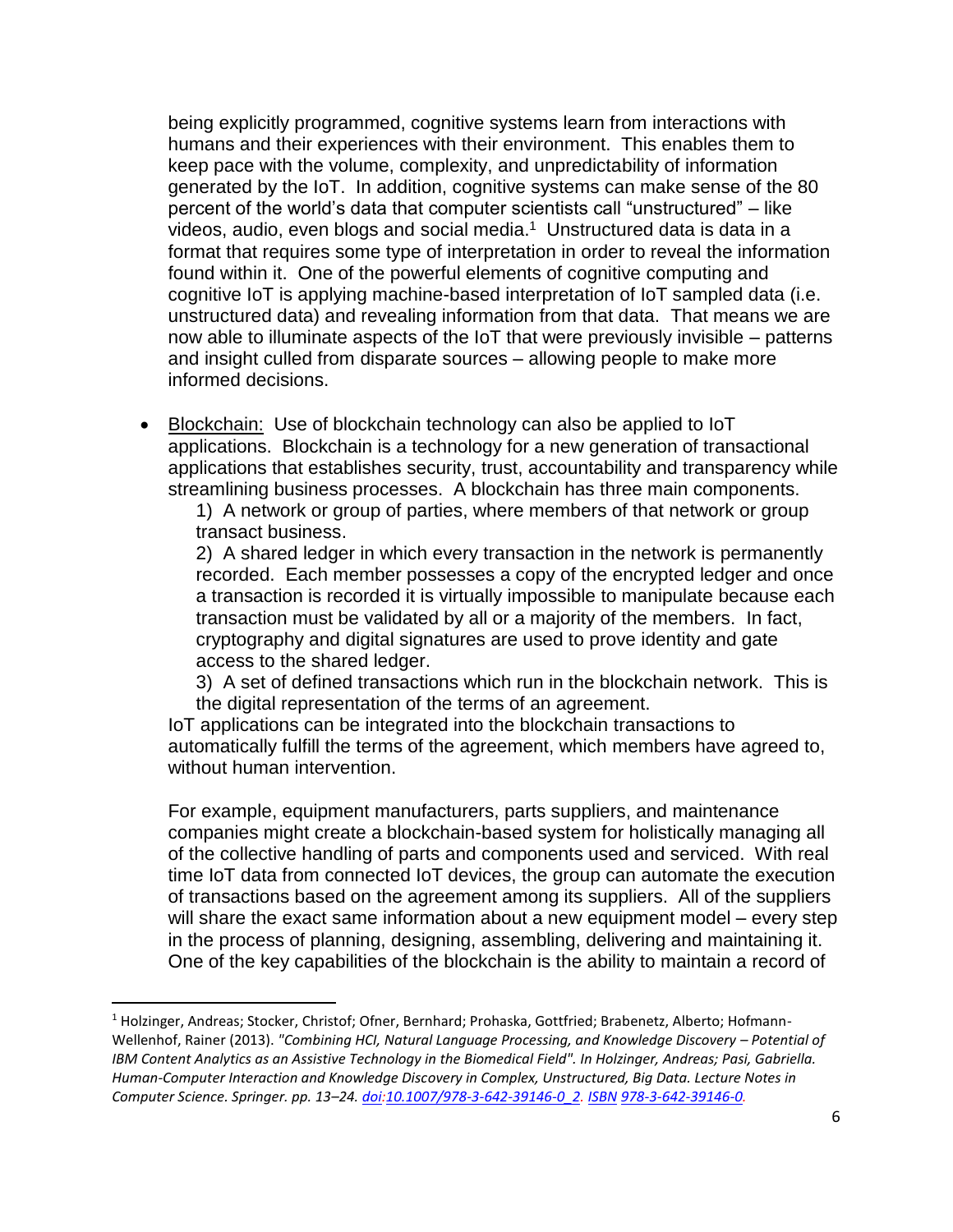being explicitly programmed, cognitive systems learn from interactions with humans and their experiences with their environment. This enables them to keep pace with the volume, complexity, and unpredictability of information generated by the IoT. In addition, cognitive systems can make sense of the 80 percent of the world's data that computer scientists call "unstructured" – like videos, audio, even blogs and social media.[1] Unstructured data is data in a format that requires some type of interpretation in order to reveal the information found within it. One of the powerful elements of cognitive computing and cognitive IoT is applying machine-based interpretation of IoT sampled data (i.e. unstructured data) and revealing information from that data. That means we are now able to illuminate aspects of the IoT that were previously invisible – patterns and insight culled from disparate sources – allowing people to make more informed decisions.

- Blockchain: Use of blockchain technology can also be applied to IoT applications. Blockchain is a technology for a new generation of transactional applications that establishes security, trust, accountability and transparency while streamlining business processes. A blockchain has three main components.

  1) A network or group of parties, where members of that network or group transact business.

  2) A shared ledger in which every transaction in the network is permanently recorded. Each member possesses a copy of the encrypted ledger and once a transaction is recorded it is virtually impossible to manipulate because each transaction must be validated by all or a majority of the members. In fact, cryptography and digital signatures are used to prove identity and gate access to the shared ledger.

  3) A set of defined transactions which run in the blockchain network. This is the digital representation of the terms of an agreement.

  IoT applications can be integrated into the blockchain transactions to automatically fulfill the terms of the agreement, which members have agreed to, without human intervention.

  For example, equipment manufacturers, parts suppliers, and maintenance companies might create a blockchain-based system for holistically managing all of the collective handling of parts and components used and serviced. With real time IoT data from connected IoT devices, the group can automate the execution of transactions based on the agreement among its suppliers. All of the suppliers will share the exact same information about a new equipment model – every step in the process of planning, designing, assembling, delivering and maintaining it. One of the key capabilities of the blockchain is the ability to maintain a record of

---

[1] Holzinger, Andreas; Stocker, Christof; Ofner, Bernhard; Prohaska, Gottfried; Brabenetz, Alberto; Hofmann-Wellenhof, Rainer (2013). *"Combining HCI, Natural Language Processing, and Knowledge Discovery – Potential of IBM Content Analytics as an Assistive Technology in the Biomedical Field". In Holzinger, Andreas; Pasi, Gabriella. Human-Computer Interaction and Knowledge Discovery in Complex, Unstructured, Big Data. Lecture Notes in Computer Science. Springer. pp. 13–24. doi:10.1007/978-3-642-39146-0_2. ISBN 978-3-642-39146-0.*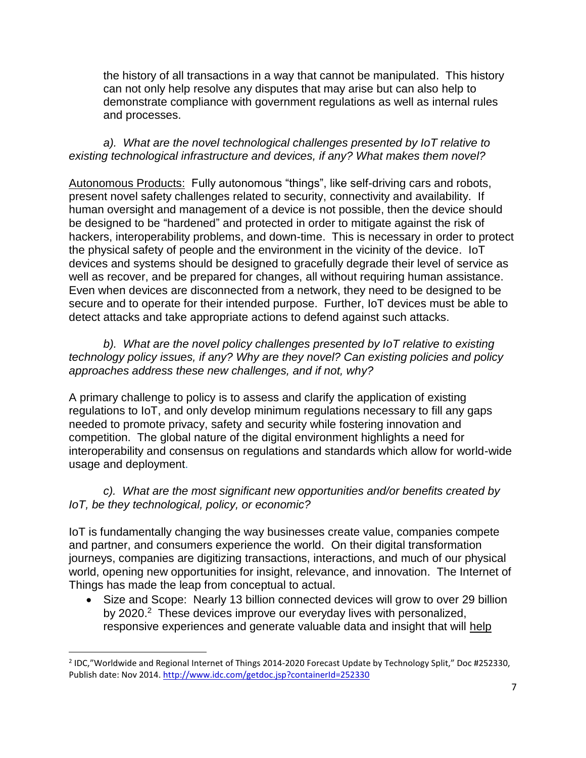the history of all transactions in a way that cannot be manipulated. This history can not only help resolve any disputes that may arise but can also help to demonstrate compliance with government regulations as well as internal rules and processes.

*a). What are the novel technological challenges presented by IoT relative to existing technological infrastructure and devices, if any? What makes them novel?*

Autonomous Products: Fully autonomous "things", like self-driving cars and robots, present novel safety challenges related to security, connectivity and availability. If human oversight and management of a device is not possible, then the device should be designed to be "hardened" and protected in order to mitigate against the risk of hackers, interoperability problems, and down-time. This is necessary in order to protect the physical safety of people and the environment in the vicinity of the device. IoT devices and systems should be designed to gracefully degrade their level of service as well as recover, and be prepared for changes, all without requiring human assistance. Even when devices are disconnected from a network, they need to be designed to be secure and to operate for their intended purpose. Further, IoT devices must be able to detect attacks and take appropriate actions to defend against such attacks.

*b). What are the novel policy challenges presented by IoT relative to existing technology policy issues, if any? Why are they novel? Can existing policies and policy approaches address these new challenges, and if not, why?*

A primary challenge to policy is to assess and clarify the application of existing regulations to IoT, and only develop minimum regulations necessary to fill any gaps needed to promote privacy, safety and security while fostering innovation and competition. The global nature of the digital environment highlights a need for interoperability and consensus on regulations and standards which allow for world-wide usage and deployment.

*c). What are the most significant new opportunities and/or benefits created by IoT, be they technological, policy, or economic?*

IoT is fundamentally changing the way businesses create value, companies compete and partner, and consumers experience the world. On their digital transformation journeys, companies are digitizing transactions, interactions, and much of our physical world, opening new opportunities for insight, relevance, and innovation. The Internet of Things has made the leap from conceptual to actual.

- Size and Scope: Nearly 13 billion connected devices will grow to over 29 billion by 2020.[2] These devices improve our everyday lives with personalized, responsive experiences and generate valuable data and insight that will help

[2] IDC,"Worldwide and Regional Internet of Things 2014-2020 Forecast Update by Technology Split," Doc #252330, Publish date: Nov 2014. http://www.idc.com/getdoc.jsp?containerId=252330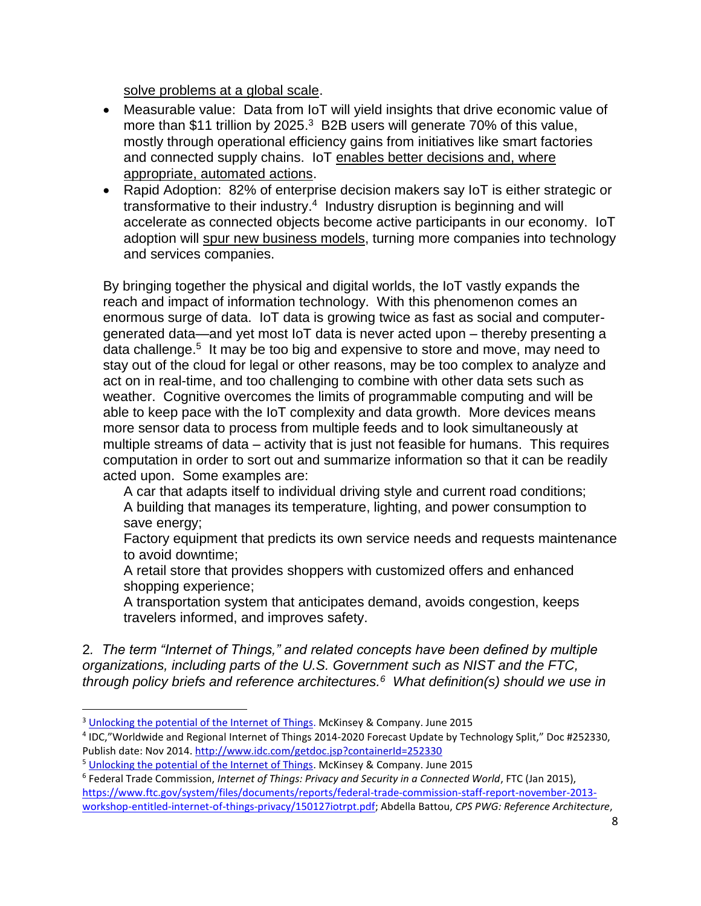solve problems at a global scale.

- Measurable value: Data from IoT will yield insights that drive economic value of more than $11 trillion by 2025.[3] B2B users will generate 70% of this value, mostly through operational efficiency gains from initiatives like smart factories and connected supply chains. IoT enables better decisions and, where appropriate, automated actions.
- Rapid Adoption: 82% of enterprise decision makers say IoT is either strategic or transformative to their industry.[4] Industry disruption is beginning and will accelerate as connected objects become active participants in our economy. IoT adoption will spur new business models, turning more companies into technology and services companies.

By bringing together the physical and digital worlds, the IoT vastly expands the reach and impact of information technology. With this phenomenon comes an enormous surge of data. IoT data is growing twice as fast as social and computer-generated data—and yet most IoT data is never acted upon – thereby presenting a data challenge.[5] It may be too big and expensive to store and move, may need to stay out of the cloud for legal or other reasons, may be too complex to analyze and act on in real-time, and too challenging to combine with other data sets such as weather. Cognitive overcomes the limits of programmable computing and will be able to keep pace with the IoT complexity and data growth. More devices means more sensor data to process from multiple feeds and to look simultaneously at multiple streams of data – activity that is just not feasible for humans. This requires computation in order to sort out and summarize information so that it can be readily acted upon. Some examples are:

A car that adapts itself to individual driving style and current road conditions;
A building that manages its temperature, lighting, and power consumption to save energy;
Factory equipment that predicts its own service needs and requests maintenance to avoid downtime;
A retail store that provides shoppers with customized offers and enhanced shopping experience;
A transportation system that anticipates demand, avoids congestion, keeps travelers informed, and improves safety.

2. *The term "Internet of Things," and related concepts have been defined by multiple organizations, including parts of the U.S. Government such as NIST and the FTC, through policy briefs and reference architectures.[6] What definition(s) should we use in*

---

[3] Unlocking the potential of the Internet of Things. McKinsey & Company. June 2015

[4] IDC,"Worldwide and Regional Internet of Things 2014-2020 Forecast Update by Technology Split," Doc #252330, Publish date: Nov 2014. http://www.idc.com/getdoc.jsp?containerId=252330

[5] Unlocking the potential of the Internet of Things. McKinsey & Company. June 2015

[6] Federal Trade Commission, *Internet of Things: Privacy and Security in a Connected World*, FTC (Jan 2015), https://www.ftc.gov/system/files/documents/reports/federal-trade-commission-staff-report-november-2013-workshop-entitled-internet-of-things-privacy/150127iotrpt.pdf; Abdella Battou, *CPS PWG: Reference Architecture*,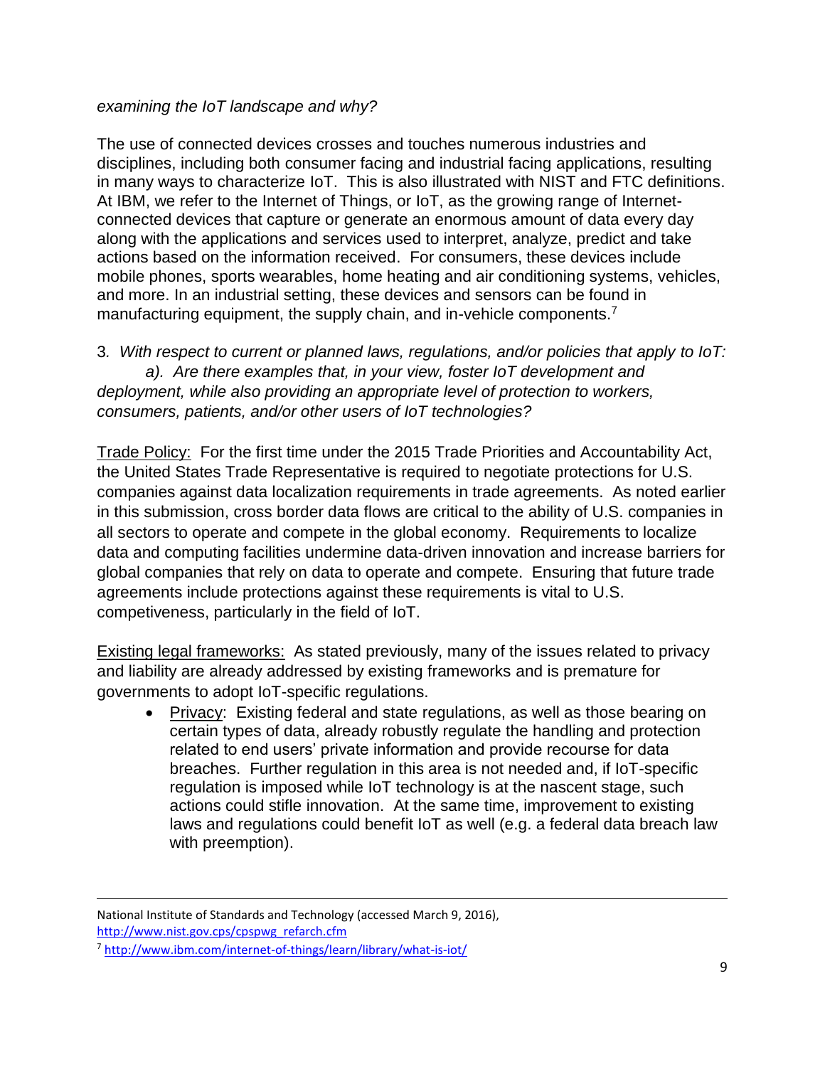*examining the IoT landscape and why?*

The use of connected devices crosses and touches numerous industries and disciplines, including both consumer facing and industrial facing applications, resulting in many ways to characterize IoT. This is also illustrated with NIST and FTC definitions. At IBM, we refer to the Internet of Things, or IoT, as the growing range of Internet-connected devices that capture or generate an enormous amount of data every day along with the applications and services used to interpret, analyze, predict and take actions based on the information received. For consumers, these devices include mobile phones, sports wearables, home heating and air conditioning systems, vehicles, and more. In an industrial setting, these devices and sensors can be found in manufacturing equipment, the supply chain, and in-vehicle components.[7]

3. *With respect to current or planned laws, regulations, and/or policies that apply to IoT:*
*a). Are there examples that, in your view, foster IoT development and deployment, while also providing an appropriate level of protection to workers, consumers, patients, and/or other users of IoT technologies?*

<u>Trade Policy:</u> For the first time under the 2015 Trade Priorities and Accountability Act, the United States Trade Representative is required to negotiate protections for U.S. companies against data localization requirements in trade agreements. As noted earlier in this submission, cross border data flows are critical to the ability of U.S. companies in all sectors to operate and compete in the global economy. Requirements to localize data and computing facilities undermine data-driven innovation and increase barriers for global companies that rely on data to operate and compete. Ensuring that future trade agreements include protections against these requirements is vital to U.S. competiveness, particularly in the field of IoT.

<u>Existing legal frameworks:</u> As stated previously, many of the issues related to privacy and liability are already addressed by existing frameworks and is premature for governments to adopt IoT-specific regulations.

- <u>Privacy</u>: Existing federal and state regulations, as well as those bearing on certain types of data, already robustly regulate the handling and protection related to end users' private information and provide recourse for data breaches. Further regulation in this area is not needed and, if IoT-specific regulation is imposed while IoT technology is at the nascent stage, such actions could stifle innovation. At the same time, improvement to existing laws and regulations could benefit IoT as well (e.g. a federal data breach law with preemption).

---

National Institute of Standards and Technology (accessed March 9, 2016), http://www.nist.gov.cps/cpspwg_refarch.cfm

[7] http://www.ibm.com/internet-of-things/learn/library/what-is-iot/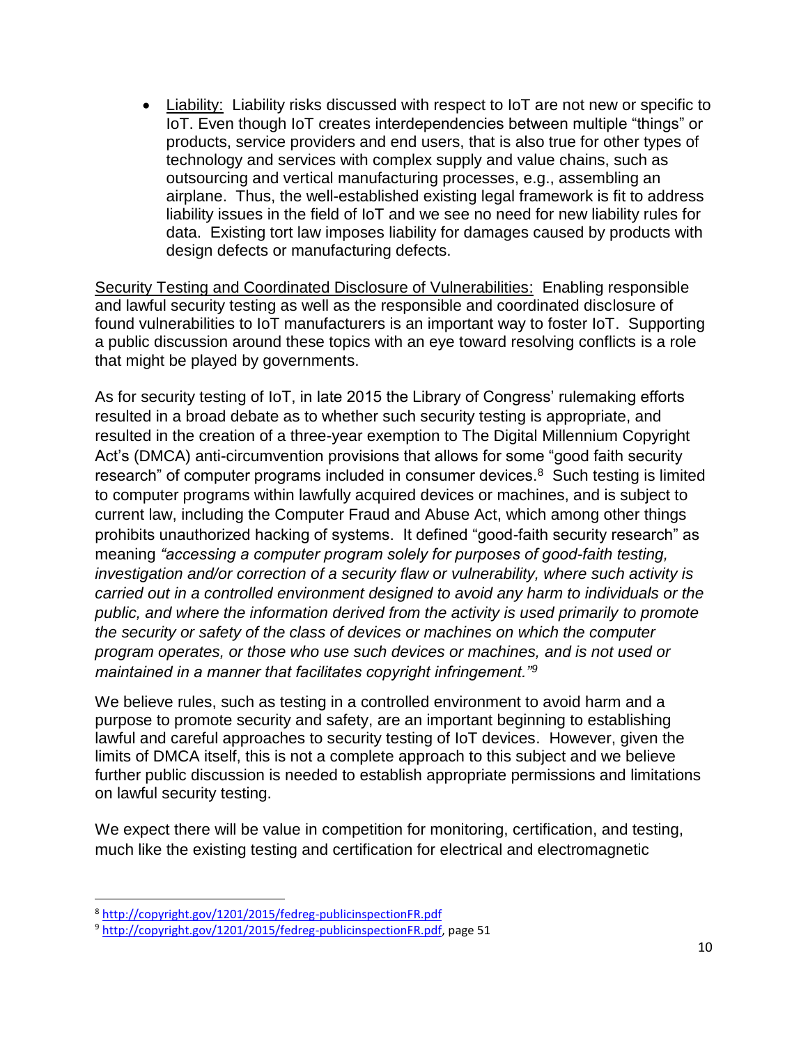- Liability: Liability risks discussed with respect to IoT are not new or specific to IoT. Even though IoT creates interdependencies between multiple "things" or products, service providers and end users, that is also true for other types of technology and services with complex supply and value chains, such as outsourcing and vertical manufacturing processes, e.g., assembling an airplane. Thus, the well-established existing legal framework is fit to address liability issues in the field of IoT and we see no need for new liability rules for data. Existing tort law imposes liability for damages caused by products with design defects or manufacturing defects.

Security Testing and Coordinated Disclosure of Vulnerabilities: Enabling responsible and lawful security testing as well as the responsible and coordinated disclosure of found vulnerabilities to IoT manufacturers is an important way to foster IoT. Supporting a public discussion around these topics with an eye toward resolving conflicts is a role that might be played by governments.

As for security testing of IoT, in late 2015 the Library of Congress' rulemaking efforts resulted in a broad debate as to whether such security testing is appropriate, and resulted in the creation of a three-year exemption to The Digital Millennium Copyright Act's (DMCA) anti-circumvention provisions that allows for some "good faith security research" of computer programs included in consumer devices.[8] Such testing is limited to computer programs within lawfully acquired devices or machines, and is subject to current law, including the Computer Fraud and Abuse Act, which among other things prohibits unauthorized hacking of systems. It defined "good-faith security research" as meaning *"accessing a computer program solely for purposes of good-faith testing, investigation and/or correction of a security flaw or vulnerability, where such activity is carried out in a controlled environment designed to avoid any harm to individuals or the public, and where the information derived from the activity is used primarily to promote the security or safety of the class of devices or machines on which the computer program operates, or those who use such devices or machines, and is not used or maintained in a manner that facilitates copyright infringement."*[9]

We believe rules, such as testing in a controlled environment to avoid harm and a purpose to promote security and safety, are an important beginning to establishing lawful and careful approaches to security testing of IoT devices. However, given the limits of DMCA itself, this is not a complete approach to this subject and we believe further public discussion is needed to establish appropriate permissions and limitations on lawful security testing.

We expect there will be value in competition for monitoring, certification, and testing, much like the existing testing and certification for electrical and electromagnetic

---

[8] http://copyright.gov/1201/2015/fedreg-publicinspectionFR.pdf

[9] http://copyright.gov/1201/2015/fedreg-publicinspectionFR.pdf, page 51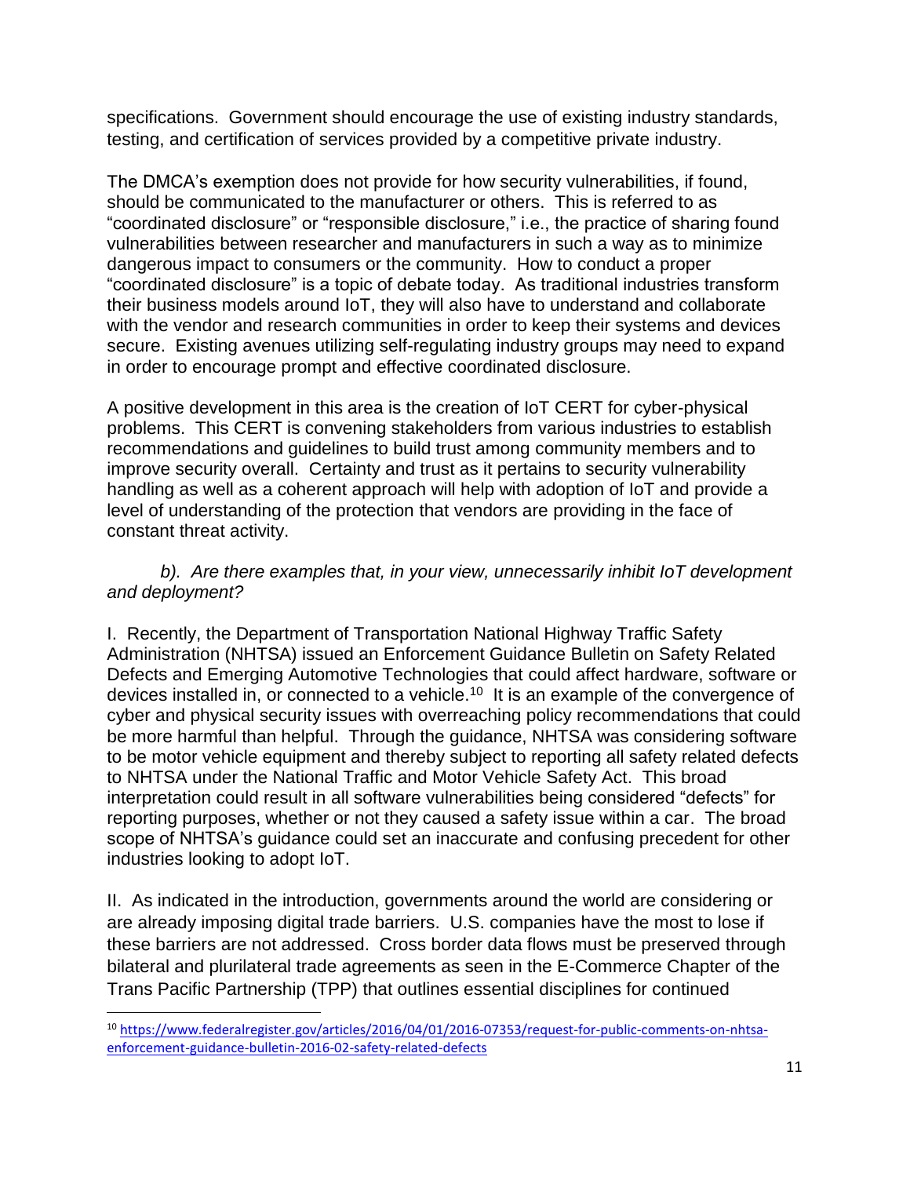specifications. Government should encourage the use of existing industry standards, testing, and certification of services provided by a competitive private industry.

The DMCA's exemption does not provide for how security vulnerabilities, if found, should be communicated to the manufacturer or others. This is referred to as "coordinated disclosure" or "responsible disclosure," i.e., the practice of sharing found vulnerabilities between researcher and manufacturers in such a way as to minimize dangerous impact to consumers or the community. How to conduct a proper "coordinated disclosure" is a topic of debate today. As traditional industries transform their business models around IoT, they will also have to understand and collaborate with the vendor and research communities in order to keep their systems and devices secure. Existing avenues utilizing self-regulating industry groups may need to expand in order to encourage prompt and effective coordinated disclosure.

A positive development in this area is the creation of IoT CERT for cyber-physical problems. This CERT is convening stakeholders from various industries to establish recommendations and guidelines to build trust among community members and to improve security overall. Certainty and trust as it pertains to security vulnerability handling as well as a coherent approach will help with adoption of IoT and provide a level of understanding of the protection that vendors are providing in the face of constant threat activity.

*b). Are there examples that, in your view, unnecessarily inhibit IoT development and deployment?*

I. Recently, the Department of Transportation National Highway Traffic Safety Administration (NHTSA) issued an Enforcement Guidance Bulletin on Safety Related Defects and Emerging Automotive Technologies that could affect hardware, software or devices installed in, or connected to a vehicle.[10] It is an example of the convergence of cyber and physical security issues with overreaching policy recommendations that could be more harmful than helpful. Through the guidance, NHTSA was considering software to be motor vehicle equipment and thereby subject to reporting all safety related defects to NHTSA under the National Traffic and Motor Vehicle Safety Act. This broad interpretation could result in all software vulnerabilities being considered "defects" for reporting purposes, whether or not they caused a safety issue within a car. The broad scope of NHTSA's guidance could set an inaccurate and confusing precedent for other industries looking to adopt IoT.

II. As indicated in the introduction, governments around the world are considering or are already imposing digital trade barriers. U.S. companies have the most to lose if these barriers are not addressed. Cross border data flows must be preserved through bilateral and plurilateral trade agreements as seen in the E-Commerce Chapter of the Trans Pacific Partnership (TPP) that outlines essential disciplines for continued

---

[10] https://www.federalregister.gov/articles/2016/04/01/2016-07353/request-for-public-comments-on-nhtsa-enforcement-guidance-bulletin-2016-02-safety-related-defects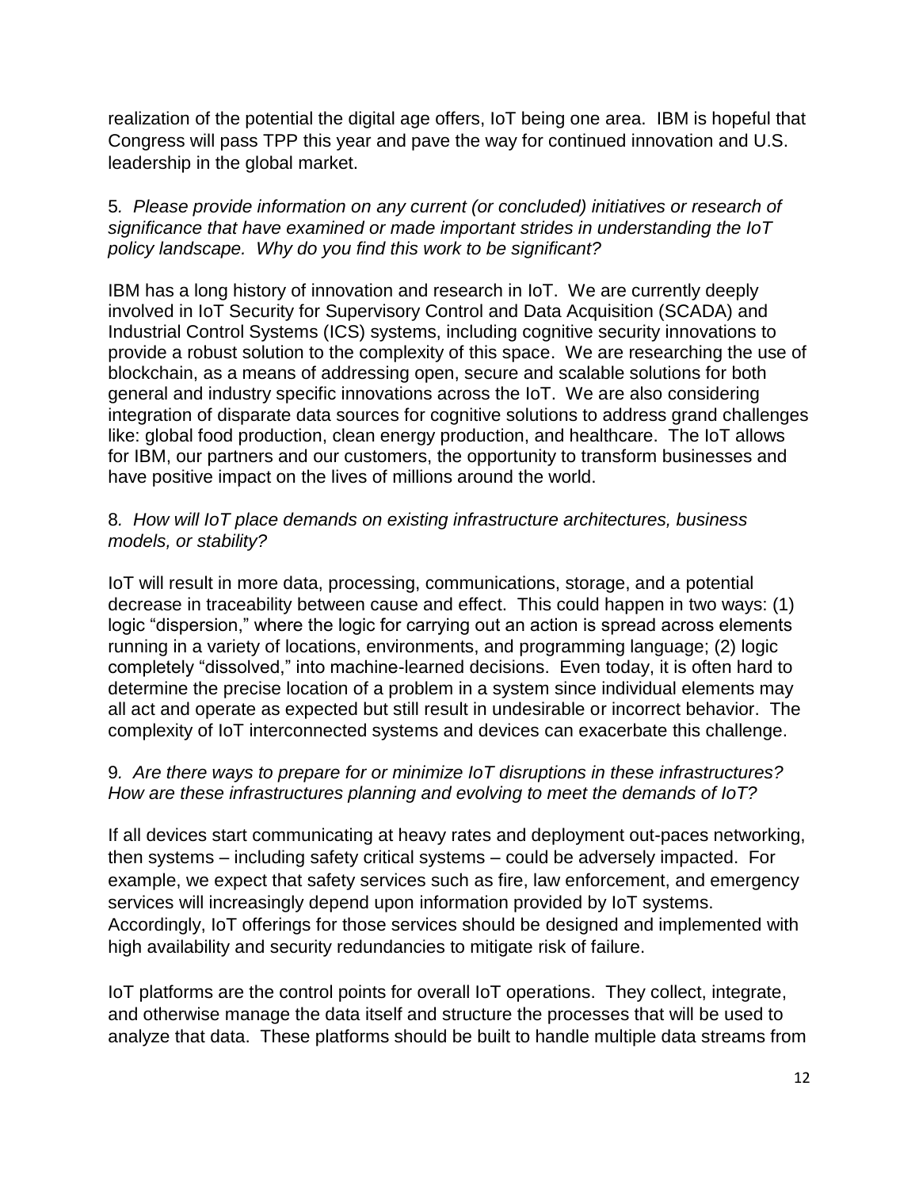realization of the potential the digital age offers, IoT being one area. IBM is hopeful that Congress will pass TPP this year and pave the way for continued innovation and U.S. leadership in the global market.

5*. Please provide information on any current (or concluded) initiatives or research of significance that have examined or made important strides in understanding the IoT policy landscape. Why do you find this work to be significant?*

IBM has a long history of innovation and research in IoT. We are currently deeply involved in IoT Security for Supervisory Control and Data Acquisition (SCADA) and Industrial Control Systems (ICS) systems, including cognitive security innovations to provide a robust solution to the complexity of this space. We are researching the use of blockchain, as a means of addressing open, secure and scalable solutions for both general and industry specific innovations across the IoT. We are also considering integration of disparate data sources for cognitive solutions to address grand challenges like: global food production, clean energy production, and healthcare. The IoT allows for IBM, our partners and our customers, the opportunity to transform businesses and have positive impact on the lives of millions around the world.

8*. How will IoT place demands on existing infrastructure architectures, business models, or stability?*

IoT will result in more data, processing, communications, storage, and a potential decrease in traceability between cause and effect. This could happen in two ways: (1) logic "dispersion," where the logic for carrying out an action is spread across elements running in a variety of locations, environments, and programming language; (2) logic completely "dissolved," into machine-learned decisions. Even today, it is often hard to determine the precise location of a problem in a system since individual elements may all act and operate as expected but still result in undesirable or incorrect behavior. The complexity of IoT interconnected systems and devices can exacerbate this challenge.

9*. Are there ways to prepare for or minimize IoT disruptions in these infrastructures? How are these infrastructures planning and evolving to meet the demands of IoT?*

If all devices start communicating at heavy rates and deployment out-paces networking, then systems – including safety critical systems – could be adversely impacted. For example, we expect that safety services such as fire, law enforcement, and emergency services will increasingly depend upon information provided by IoT systems. Accordingly, IoT offerings for those services should be designed and implemented with high availability and security redundancies to mitigate risk of failure.

IoT platforms are the control points for overall IoT operations. They collect, integrate, and otherwise manage the data itself and structure the processes that will be used to analyze that data. These platforms should be built to handle multiple data streams from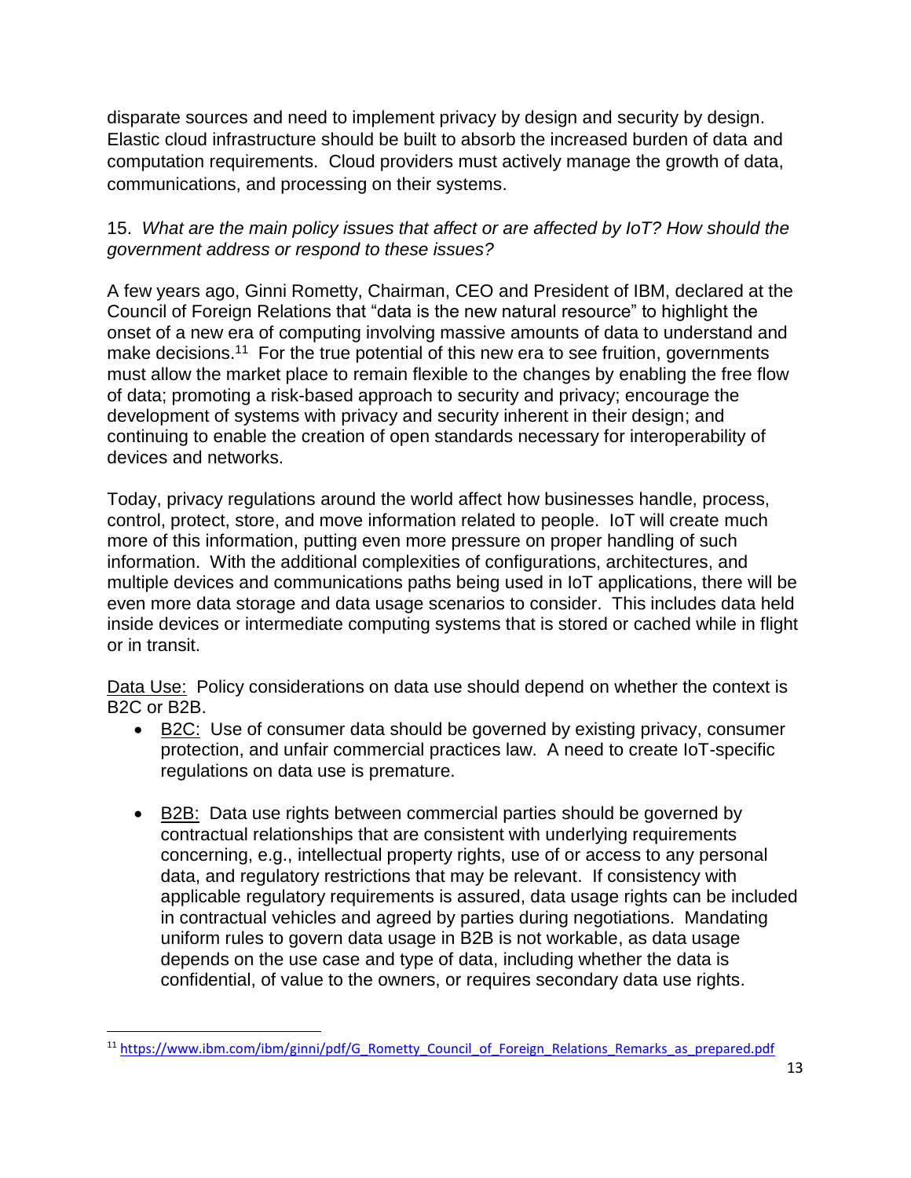disparate sources and need to implement privacy by design and security by design. Elastic cloud infrastructure should be built to absorb the increased burden of data and computation requirements. Cloud providers must actively manage the growth of data, communications, and processing on their systems.

15. *What are the main policy issues that affect or are affected by IoT? How should the government address or respond to these issues?*

A few years ago, Ginni Rometty, Chairman, CEO and President of IBM, declared at the Council of Foreign Relations that "data is the new natural resource" to highlight the onset of a new era of computing involving massive amounts of data to understand and make decisions.[11] For the true potential of this new era to see fruition, governments must allow the market place to remain flexible to the changes by enabling the free flow of data; promoting a risk-based approach to security and privacy; encourage the development of systems with privacy and security inherent in their design; and continuing to enable the creation of open standards necessary for interoperability of devices and networks.

Today, privacy regulations around the world affect how businesses handle, process, control, protect, store, and move information related to people. IoT will create much more of this information, putting even more pressure on proper handling of such information. With the additional complexities of configurations, architectures, and multiple devices and communications paths being used in IoT applications, there will be even more data storage and data usage scenarios to consider. This includes data held inside devices or intermediate computing systems that is stored or cached while in flight or in transit.

<u>Data Use:</u> Policy considerations on data use should depend on whether the context is B2C or B2B.

- <u>B2C:</u> Use of consumer data should be governed by existing privacy, consumer protection, and unfair commercial practices law. A need to create IoT-specific regulations on data use is premature.

- <u>B2B:</u> Data use rights between commercial parties should be governed by contractual relationships that are consistent with underlying requirements concerning, e.g., intellectual property rights, use of or access to any personal data, and regulatory restrictions that may be relevant. If consistency with applicable regulatory requirements is assured, data usage rights can be included in contractual vehicles and agreed by parties during negotiations. Mandating uniform rules to govern data usage in B2B is not workable, as data usage depends on the use case and type of data, including whether the data is confidential, of value to the owners, or requires secondary data use rights.

[11] https://www.ibm.com/ibm/ginni/pdf/G_Rometty_Council_of_Foreign_Relations_Remarks_as_prepared.pdf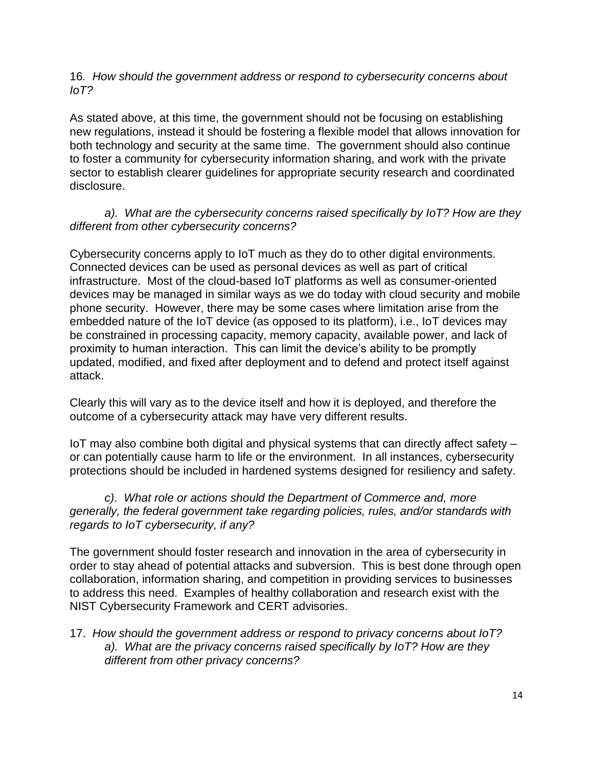16. *How should the government address or respond to cybersecurity concerns about IoT?*

As stated above, at this time, the government should not be focusing on establishing new regulations, instead it should be fostering a flexible model that allows innovation for both technology and security at the same time. The government should also continue to foster a community for cybersecurity information sharing, and work with the private sector to establish clearer guidelines for appropriate security research and coordinated disclosure.

*a). What are the cybersecurity concerns raised specifically by IoT? How are they different from other cybersecurity concerns?*

Cybersecurity concerns apply to IoT much as they do to other digital environments. Connected devices can be used as personal devices as well as part of critical infrastructure. Most of the cloud-based IoT platforms as well as consumer-oriented devices may be managed in similar ways as we do today with cloud security and mobile phone security. However, there may be some cases where limitation arise from the embedded nature of the IoT device (as opposed to its platform), i.e., IoT devices may be constrained in processing capacity, memory capacity, available power, and lack of proximity to human interaction. This can limit the device's ability to be promptly updated, modified, and fixed after deployment and to defend and protect itself against attack.

Clearly this will vary as to the device itself and how it is deployed, and therefore the outcome of a cybersecurity attack may have very different results.

IoT may also combine both digital and physical systems that can directly affect safety – or can potentially cause harm to life or the environment. In all instances, cybersecurity protections should be included in hardened systems designed for resiliency and safety.

*c). What role or actions should the Department of Commerce and, more generally, the federal government take regarding policies, rules, and/or standards with regards to IoT cybersecurity, if any?*

The government should foster research and innovation in the area of cybersecurity in order to stay ahead of potential attacks and subversion. This is best done through open collaboration, information sharing, and competition in providing services to businesses to address this need. Examples of healthy collaboration and research exist with the NIST Cybersecurity Framework and CERT advisories.

17. *How should the government address or respond to privacy concerns about IoT?*
    *a). What are the privacy concerns raised specifically by IoT? How are they different from other privacy concerns?*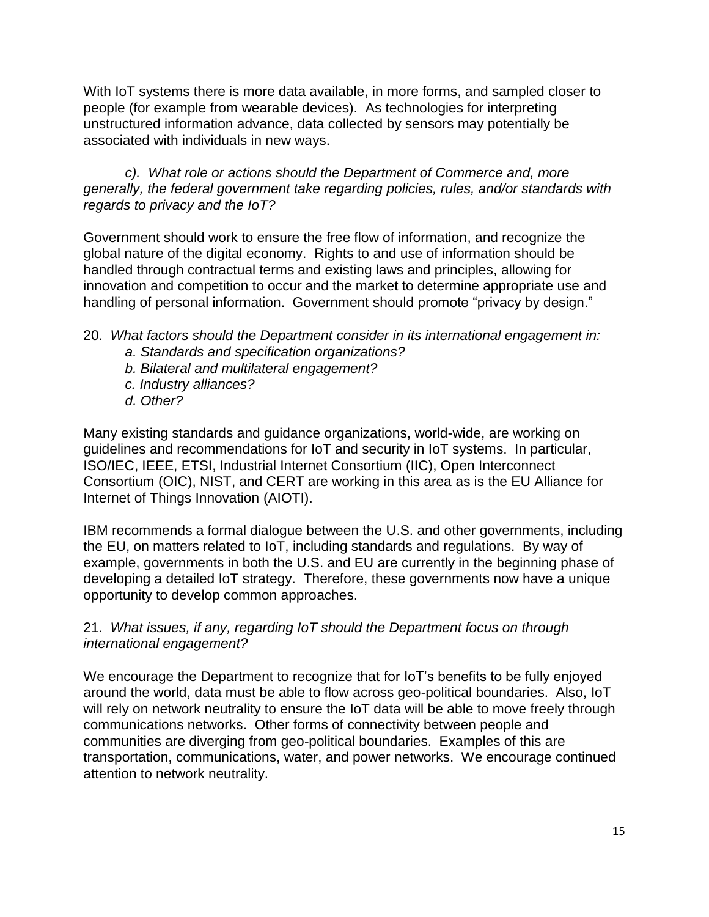With IoT systems there is more data available, in more forms, and sampled closer to people (for example from wearable devices). As technologies for interpreting unstructured information advance, data collected by sensors may potentially be associated with individuals in new ways.

*c). What role or actions should the Department of Commerce and, more generally, the federal government take regarding policies, rules, and/or standards with regards to privacy and the IoT?*

Government should work to ensure the free flow of information, and recognize the global nature of the digital economy. Rights to and use of information should be handled through contractual terms and existing laws and principles, allowing for innovation and competition to occur and the market to determine appropriate use and handling of personal information. Government should promote "privacy by design."

20. *What factors should the Department consider in its international engagement in:*
   - *a. Standards and specification organizations?*
   - *b. Bilateral and multilateral engagement?*
   - *c. Industry alliances?*
   - *d. Other?*

Many existing standards and guidance organizations, world-wide, are working on guidelines and recommendations for IoT and security in IoT systems. In particular, ISO/IEC, IEEE, ETSI, Industrial Internet Consortium (IIC), Open Interconnect Consortium (OIC), NIST, and CERT are working in this area as is the EU Alliance for Internet of Things Innovation (AIOTI).

IBM recommends a formal dialogue between the U.S. and other governments, including the EU, on matters related to IoT, including standards and regulations. By way of example, governments in both the U.S. and EU are currently in the beginning phase of developing a detailed IoT strategy. Therefore, these governments now have a unique opportunity to develop common approaches.

21. *What issues, if any, regarding IoT should the Department focus on through international engagement?*

We encourage the Department to recognize that for IoT's benefits to be fully enjoyed around the world, data must be able to flow across geo-political boundaries. Also, IoT will rely on network neutrality to ensure the IoT data will be able to move freely through communications networks. Other forms of connectivity between people and communities are diverging from geo-political boundaries. Examples of this are transportation, communications, water, and power networks. We encourage continued attention to network neutrality.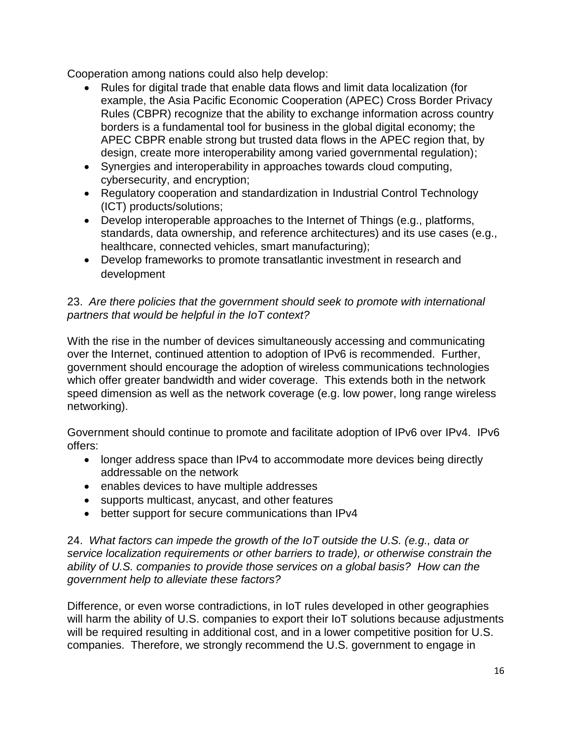Cooperation among nations could also help develop:

- Rules for digital trade that enable data flows and limit data localization (for example, the Asia Pacific Economic Cooperation (APEC) Cross Border Privacy Rules (CBPR) recognize that the ability to exchange information across country borders is a fundamental tool for business in the global digital economy; the APEC CBPR enable strong but trusted data flows in the APEC region that, by design, create more interoperability among varied governmental regulation);
- Synergies and interoperability in approaches towards cloud computing, cybersecurity, and encryption;
- Regulatory cooperation and standardization in Industrial Control Technology (ICT) products/solutions;
- Develop interoperable approaches to the Internet of Things (e.g., platforms, standards, data ownership, and reference architectures) and its use cases (e.g., healthcare, connected vehicles, smart manufacturing);
- Develop frameworks to promote transatlantic investment in research and development

23. *Are there policies that the government should seek to promote with international partners that would be helpful in the IoT context?*

With the rise in the number of devices simultaneously accessing and communicating over the Internet, continued attention to adoption of IPv6 is recommended. Further, government should encourage the adoption of wireless communications technologies which offer greater bandwidth and wider coverage. This extends both in the network speed dimension as well as the network coverage (e.g. low power, long range wireless networking).

Government should continue to promote and facilitate adoption of IPv6 over IPv4. IPv6 offers:

- longer address space than IPv4 to accommodate more devices being directly addressable on the network
- enables devices to have multiple addresses
- supports multicast, anycast, and other features
- better support for secure communications than IPv4

24. *What factors can impede the growth of the IoT outside the U.S. (e.g., data or service localization requirements or other barriers to trade), or otherwise constrain the ability of U.S. companies to provide those services on a global basis? How can the government help to alleviate these factors?*

Difference, or even worse contradictions, in IoT rules developed in other geographies will harm the ability of U.S. companies to export their IoT solutions because adjustments will be required resulting in additional cost, and in a lower competitive position for U.S. companies. Therefore, we strongly recommend the U.S. government to engage in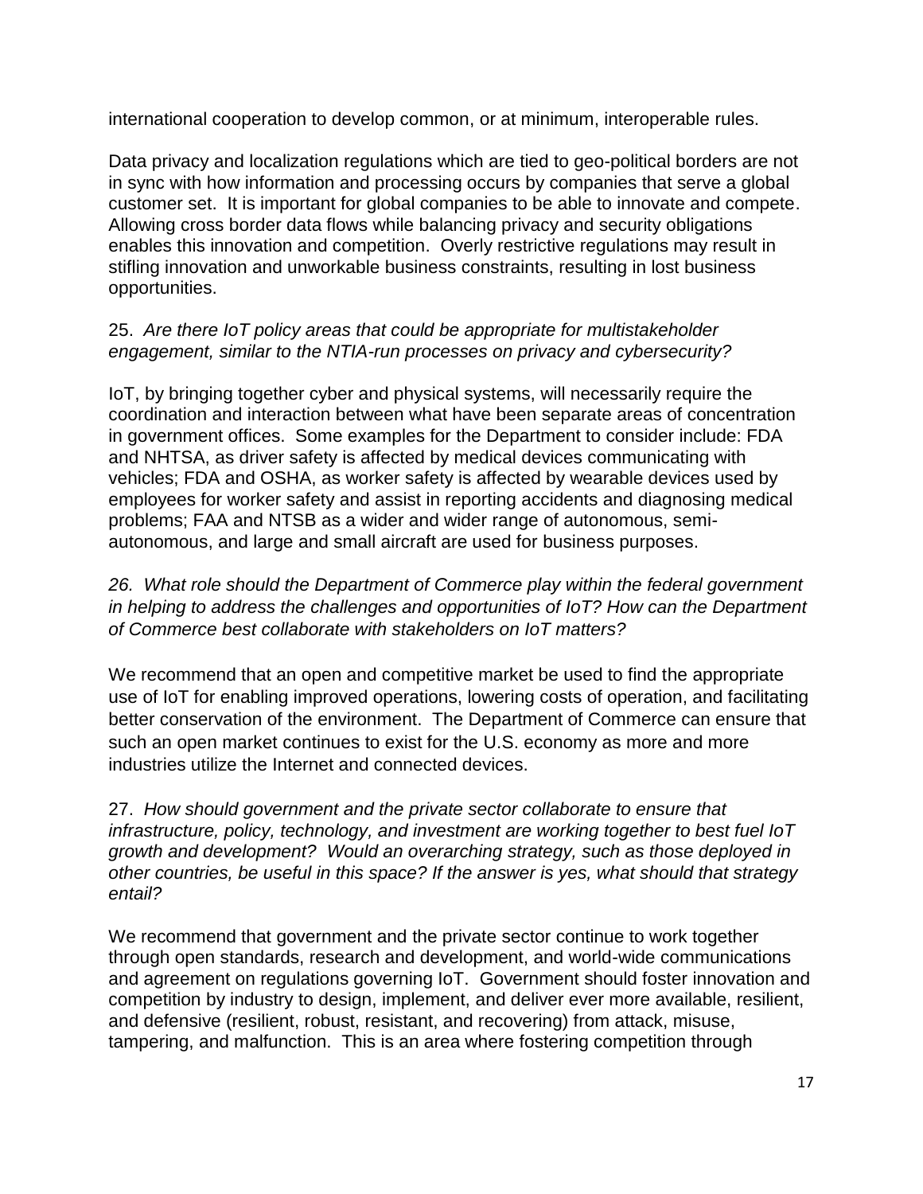international cooperation to develop common, or at minimum, interoperable rules.

Data privacy and localization regulations which are tied to geo-political borders are not in sync with how information and processing occurs by companies that serve a global customer set. It is important for global companies to be able to innovate and compete. Allowing cross border data flows while balancing privacy and security obligations enables this innovation and competition. Overly restrictive regulations may result in stifling innovation and unworkable business constraints, resulting in lost business opportunities.

25. *Are there IoT policy areas that could be appropriate for multistakeholder engagement, similar to the NTIA-run processes on privacy and cybersecurity?*

IoT, by bringing together cyber and physical systems, will necessarily require the coordination and interaction between what have been separate areas of concentration in government offices. Some examples for the Department to consider include: FDA and NHTSA, as driver safety is affected by medical devices communicating with vehicles; FDA and OSHA, as worker safety is affected by wearable devices used by employees for worker safety and assist in reporting accidents and diagnosing medical problems; FAA and NTSB as a wider and wider range of autonomous, semi-autonomous, and large and small aircraft are used for business purposes.

*26. What role should the Department of Commerce play within the federal government in helping to address the challenges and opportunities of IoT? How can the Department of Commerce best collaborate with stakeholders on IoT matters?*

We recommend that an open and competitive market be used to find the appropriate use of IoT for enabling improved operations, lowering costs of operation, and facilitating better conservation of the environment. The Department of Commerce can ensure that such an open market continues to exist for the U.S. economy as more and more industries utilize the Internet and connected devices.

27. *How should government and the private sector collaborate to ensure that infrastructure, policy, technology, and investment are working together to best fuel IoT growth and development? Would an overarching strategy, such as those deployed in other countries, be useful in this space? If the answer is yes, what should that strategy entail?*

We recommend that government and the private sector continue to work together through open standards, research and development, and world-wide communications and agreement on regulations governing IoT. Government should foster innovation and competition by industry to design, implement, and deliver ever more available, resilient, and defensive (resilient, robust, resistant, and recovering) from attack, misuse, tampering, and malfunction. This is an area where fostering competition through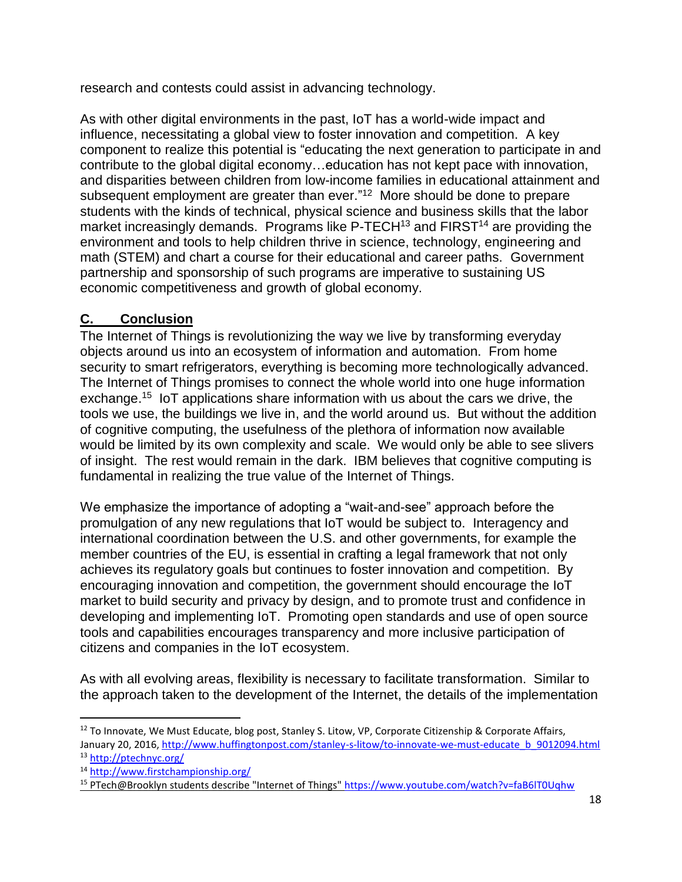research and contests could assist in advancing technology.

As with other digital environments in the past, IoT has a world-wide impact and influence, necessitating a global view to foster innovation and competition. A key component to realize this potential is "educating the next generation to participate in and contribute to the global digital economy…education has not kept pace with innovation, and disparities between children from low-income families in educational attainment and subsequent employment are greater than ever."[12] More should be done to prepare students with the kinds of technical, physical science and business skills that the labor market increasingly demands. Programs like P-TECH[13] and FIRST[14] are providing the environment and tools to help children thrive in science, technology, engineering and math (STEM) and chart a course for their educational and career paths. Government partnership and sponsorship of such programs are imperative to sustaining US economic competitiveness and growth of global economy.

## C. Conclusion

The Internet of Things is revolutionizing the way we live by transforming everyday objects around us into an ecosystem of information and automation. From home security to smart refrigerators, everything is becoming more technologically advanced. The Internet of Things promises to connect the whole world into one huge information exchange.[15] IoT applications share information with us about the cars we drive, the tools we use, the buildings we live in, and the world around us. But without the addition of cognitive computing, the usefulness of the plethora of information now available would be limited by its own complexity and scale. We would only be able to see slivers of insight. The rest would remain in the dark. IBM believes that cognitive computing is fundamental in realizing the true value of the Internet of Things.

We emphasize the importance of adopting a "wait-and-see" approach before the promulgation of any new regulations that IoT would be subject to. Interagency and international coordination between the U.S. and other governments, for example the member countries of the EU, is essential in crafting a legal framework that not only achieves its regulatory goals but continues to foster innovation and competition. By encouraging innovation and competition, the government should encourage the IoT market to build security and privacy by design, and to promote trust and confidence in developing and implementing IoT. Promoting open standards and use of open source tools and capabilities encourages transparency and more inclusive participation of citizens and companies in the IoT ecosystem.

As with all evolving areas, flexibility is necessary to facilitate transformation. Similar to the approach taken to the development of the Internet, the details of the implementation

---

[12] To Innovate, We Must Educate, blog post, Stanley S. Litow, VP, Corporate Citizenship & Corporate Affairs, January 20, 2016, http://www.huffingtonpost.com/stanley-s-litow/to-innovate-we-must-educate_b_9012094.html

[13] http://ptechnyc.org/

[14] http://www.firstchampionship.org/

[15] PTech@Brooklyn students describe "Internet of Things" https://www.youtube.com/watch?v=faB6lT0Uqhw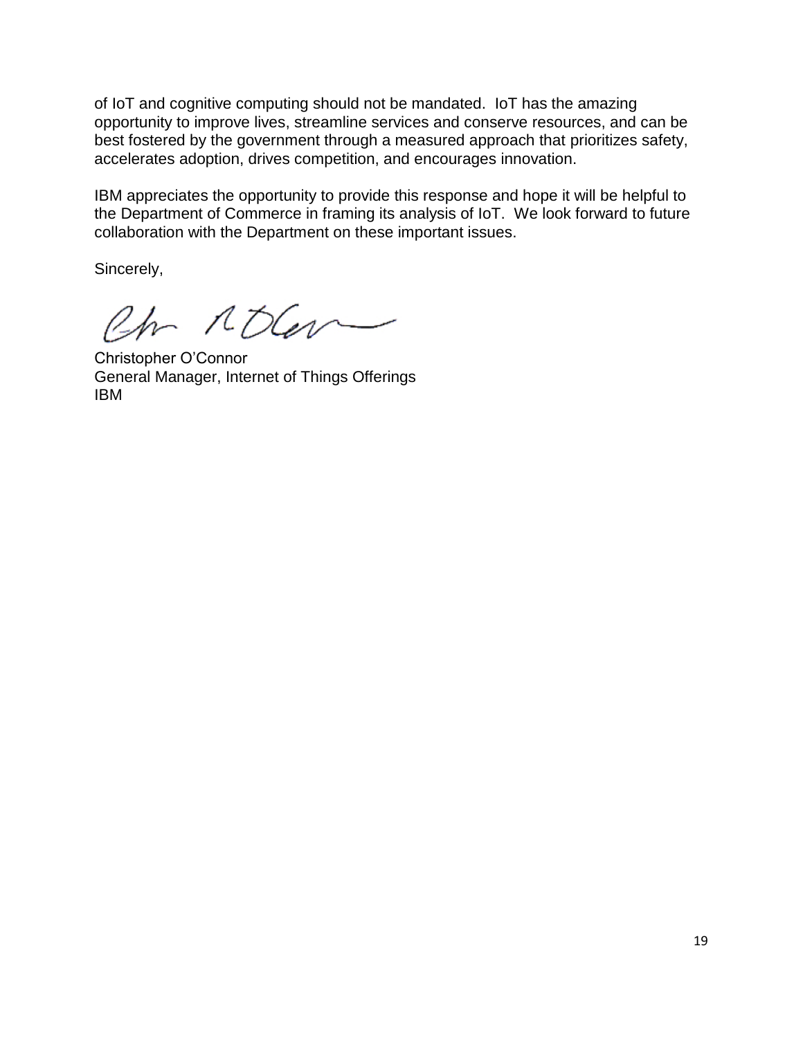of IoT and cognitive computing should not be mandated. IoT has the amazing opportunity to improve lives, streamline services and conserve resources, and can be best fostered by the government through a measured approach that prioritizes safety, accelerates adoption, drives competition, and encourages innovation.

IBM appreciates the opportunity to provide this response and hope it will be helpful to the Department of Commerce in framing its analysis of IoT. We look forward to future collaboration with the Department on these important issues.

Sincerely,

Christopher O'Connor
General Manager, Internet of Things Offerings
IBM